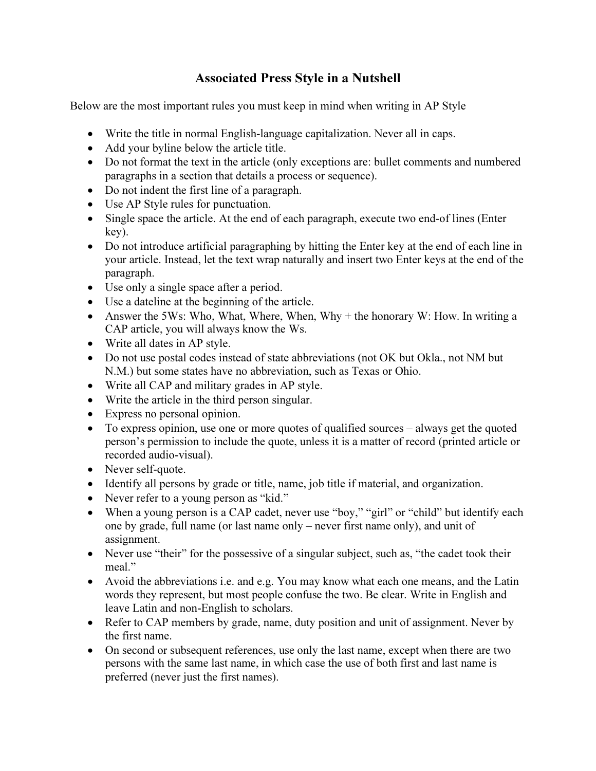# Associated Press Style in a Nutshell

Below are the most important rules you must keep in mind when writing in AP Style

- Write the title in normal English-language capitalization. Never all in caps.
- Add your byline below the article title.
- Do not format the text in the article (only exceptions are: bullet comments and numbered paragraphs in a section that details a process or sequence).
- Do not indent the first line of a paragraph.
- Use AP Style rules for punctuation.
- Single space the article. At the end of each paragraph, execute two end-of lines (Enter key).
- Do not introduce artificial paragraphing by hitting the Enter key at the end of each line in your article. Instead, let the text wrap naturally and insert two Enter keys at the end of the paragraph.
- Use only a single space after a period.
- Use a dateline at the beginning of the article.
- Answer the 5Ws: Who, What, Where, When, Why + the honorary W: How. In writing a CAP article, you will always know the Ws.
- Write all dates in AP style.
- Do not use postal codes instead of state abbreviations (not OK but Okla., not NM but N.M.) but some states have no abbreviation, such as Texas or Ohio.
- Write all CAP and military grades in AP style.
- Write the article in the third person singular.
- Express no personal opinion.
- To express opinion, use one or more quotes of qualified sources – always get the quoted person's permission to include the quote, unless it is a matter of record (printed article or recorded audio-visual).
- Never self-quote.
- Identify all persons by grade or title, name, job title if material, and organization.
- Never refer to a young person as "kid."
- When a young person is a CAP cadet, never use "boy," "girl" or "child" but identify each one by grade, full name (or last name only – never first name only), and unit of assignment.
- Never use "their" for the possessive of a singular subject, such as, "the cadet took their meal."
- Avoid the abbreviations i.e. and e.g. You may know what each one means, and the Latin words they represent, but most people confuse the two. Be clear. Write in English and leave Latin and non-English to scholars.
- Refer to CAP members by grade, name, duty position and unit of assignment. Never by the first name.
- On second or subsequent references, use only the last name, except when there are two persons with the same last name, in which case the use of both first and last name is preferred (never just the first names).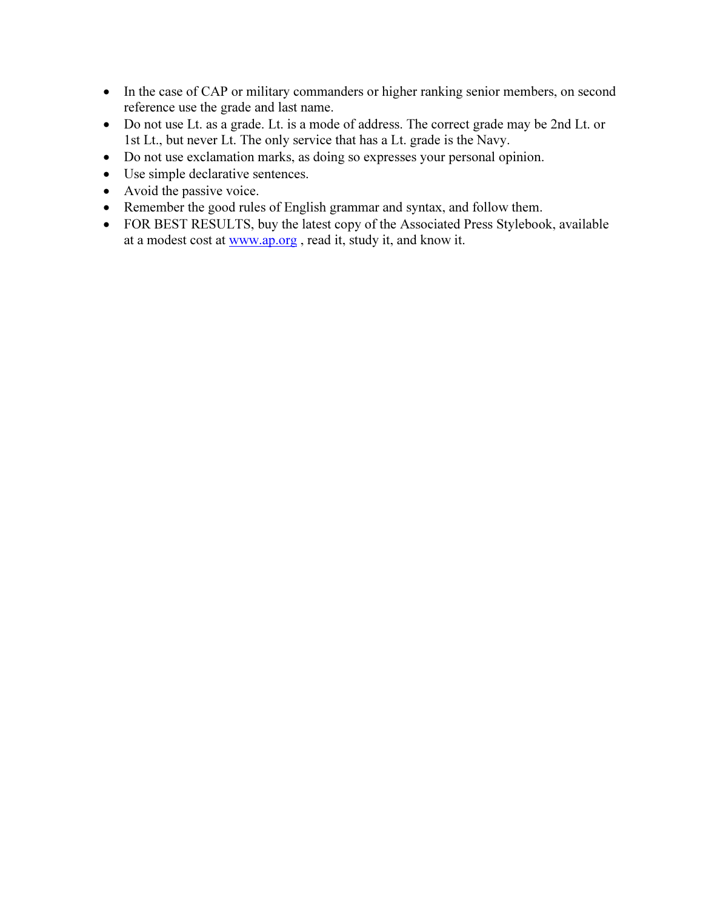- In the case of CAP or military commanders or higher ranking senior members, on second reference use the grade and last name.
- Do not use Lt. as a grade. Lt. is a mode of address. The correct grade may be 2nd Lt. or 1st Lt., but never Lt. The only service that has a Lt. grade is the Navy.
- Do not use exclamation marks, as doing so expresses your personal opinion.
- Use simple declarative sentences.
- Avoid the passive voice.
- Remember the good rules of English grammar and syntax, and follow them.
- FOR BEST RESULTS, buy the latest copy of the Associated Press Stylebook, available at a modest cost at [www.ap.org](http://www.ap.org) , read it, study it, and know it.